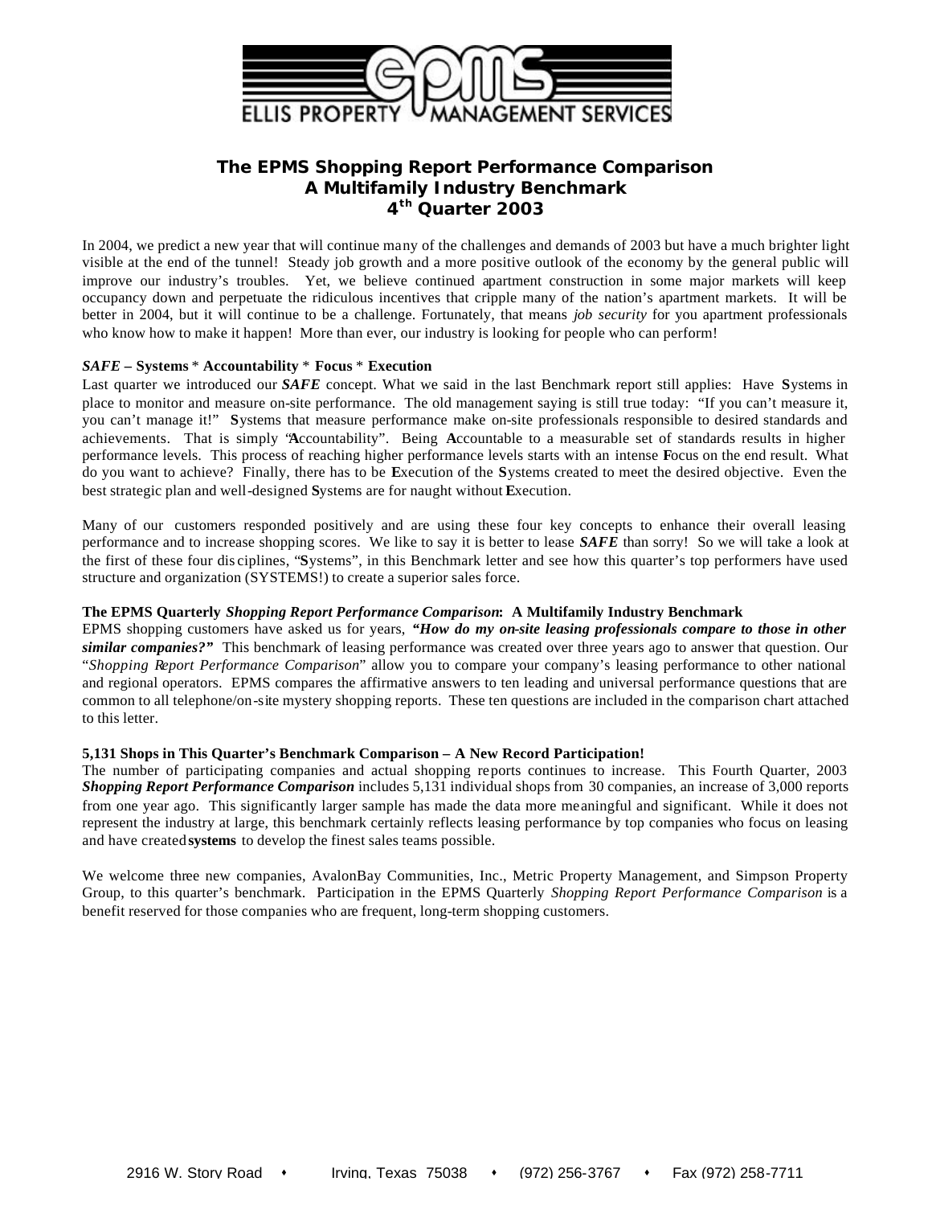ELLIS PROPERTY MANAGEMENT SERVICES

# The EPMS Shopping Report Performance Comparison
## A Multifamily Industry Benchmark
## 4th Quarter 2003

In 2004, we predict a new year that will continue many of the challenges and demands of 2003 but have a much brighter light visible at the end of the tunnel! Steady job growth and a more positive outlook of the economy by the general public will improve our industry's troubles. Yet, we believe continued apartment construction in some major markets will keep occupancy down and perpetuate the ridiculous incentives that cripple many of the nation's apartment markets. It will be better in 2004, but it will continue to be a challenge. Fortunately, that means *job security* for you apartment professionals who know how to make it happen! More than ever, our industry is looking for people who can perform!

***SAFE*** **– Systems** * **Accountability** * **Focus** * **Execution**

Last quarter we introduced our ***SAFE*** concept. What we said in the last Benchmark report still applies: Have **S**ystems in place to monitor and measure on-site performance. The old management saying is still true today: "If you can't measure it, you can't manage it!" **S**ystems that measure performance make on-site professionals responsible to desired standards and achievements. That is simply "**A**ccountability". Being **A**ccountable to a measurable set of standards results in higher performance levels. This process of reaching higher performance levels starts with an intense **F**ocus on the end result. What do you want to achieve? Finally, there has to be **E**xecution of the **S**ystems created to meet the desired objective. Even the best strategic plan and well-designed **S**ystems are for naught without **E**xecution.

Many of our customers responded positively and are using these four key concepts to enhance their overall leasing performance and to increase shopping scores. We like to say it is better to lease ***SAFE*** than sorry! So we will take a look at the first of these four disciplines, "**S**ystems", in this Benchmark letter and see how this quarter's top performers have used structure and organization (SYSTEMS!) to create a superior sales force.

**The EPMS Quarterly** ***Shopping Report Performance Comparison*****: A Multifamily Industry Benchmark**

EPMS shopping customers have asked us for years, ***"How do my on-site leasing professionals compare to those in other similar companies?"*** This benchmark of leasing performance was created over three years ago to answer that question. Our "*Shopping Report Performance Comparison*" allow you to compare your company's leasing performance to other national and regional operators. EPMS compares the affirmative answers to ten leading and universal performance questions that are common to all telephone/on-site mystery shopping reports. These ten questions are included in the comparison chart attached to this letter.

**5,131 Shops in This Quarter's Benchmark Comparison – A New Record Participation!**

The number of participating companies and actual shopping reports continues to increase. This Fourth Quarter, 2003 ***Shopping Report Performance Comparison*** includes 5,131 individual shops from 30 companies, an increase of 3,000 reports from one year ago. This significantly larger sample has made the data more meaningful and significant. While it does not represent the industry at large, this benchmark certainly reflects leasing performance by top companies who focus on leasing and have created **systems** to develop the finest sales teams possible.

We welcome three new companies, AvalonBay Communities, Inc., Metric Property Management, and Simpson Property Group, to this quarter's benchmark. Participation in the EPMS Quarterly *Shopping Report Performance Comparison* is a benefit reserved for those companies who are frequent, long-term shopping customers.

2916 W. Story Road • Irving, Texas 75038 • (972) 256-3767 • Fax (972) 258-7711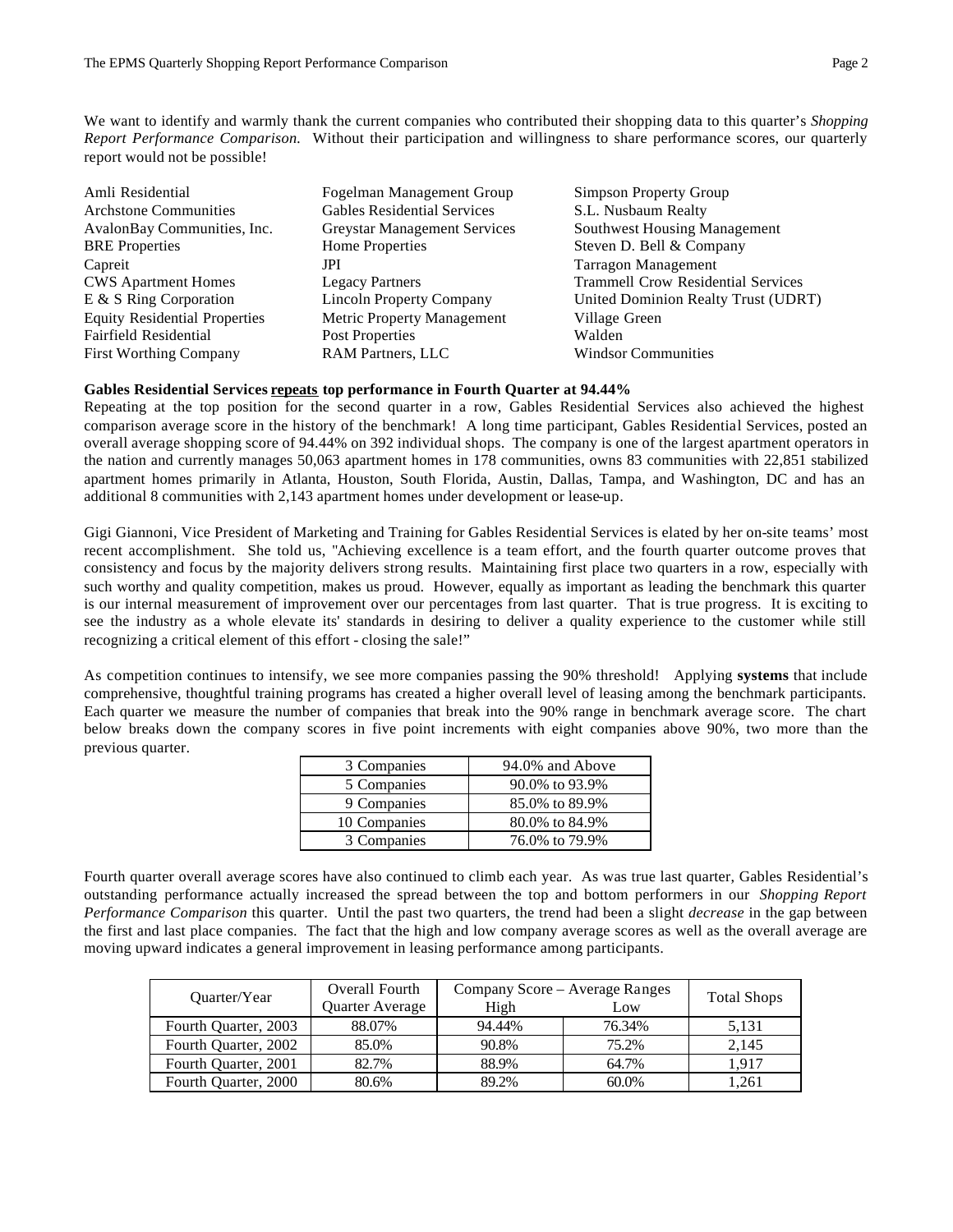We want to identify and warmly thank the current companies who contributed their shopping data to this quarter's *Shopping Report Performance Comparison.* Without their participation and willingness to share performance scores, our quarterly report would not be possible!

- Amli Residential
- Archstone Communities
- AvalonBay Communities, Inc.
- BRE Properties
- Capreit
- CWS Apartment Homes
- E & S Ring Corporation
- Equity Residential Properties
- Fairfield Residential
- First Worthing Company
- Fogelman Management Group
- Gables Residential Services
- Greystar Management Services
- Home Properties
- JPI
- Legacy Partners
- Lincoln Property Company
- Metric Property Management
- Post Properties
- RAM Partners, LLC
- Simpson Property Group
- S.L. Nusbaum Realty
- Southwest Housing Management
- Steven D. Bell & Company
- Tarragon Management
- Trammell Crow Residential Services
- United Dominion Realty Trust (UDRT)
- Village Green
- Walden
- Windsor Communities

**Gables Residential Services <u>repeats</u> top performance in Fourth Quarter at 94.44%**

Repeating at the top position for the second quarter in a row, Gables Residential Services also achieved the highest comparison average score in the history of the benchmark! A long time participant, Gables Residential Services, posted an overall average shopping score of 94.44% on 392 individual shops. The company is one of the largest apartment operators in the nation and currently manages 50,063 apartment homes in 178 communities, owns 83 communities with 22,851 stabilized apartment homes primarily in Atlanta, Houston, South Florida, Austin, Dallas, Tampa, and Washington, DC and has an additional 8 communities with 2,143 apartment homes under development or lease-up.

Gigi Giannoni, Vice President of Marketing and Training for Gables Residential Services is elated by her on-site teams' most recent accomplishment. She told us, "Achieving excellence is a team effort, and the fourth quarter outcome proves that consistency and focus by the majority delivers strong results. Maintaining first place two quarters in a row, especially with such worthy and quality competition, makes us proud. However, equally as important as leading the benchmark this quarter is our internal measurement of improvement over our percentages from last quarter. That is true progress. It is exciting to see the industry as a whole elevate its' standards in desiring to deliver a quality experience to the customer while still recognizing a critical element of this effort - closing the sale!"

As competition continues to intensify, we see more companies passing the 90% threshold! Applying **systems** that include comprehensive, thoughtful training programs has created a higher overall level of leasing among the benchmark participants. Each quarter we measure the number of companies that break into the 90% range in benchmark average score. The chart below breaks down the company scores in five point increments with eight companies above 90%, two more than the previous quarter.

| | |
|---|---|
| 3 Companies | 94.0% and Above |
| 5 Companies | 90.0% to 93.9% |
| 9 Companies | 85.0% to 89.9% |
| 10 Companies | 80.0% to 84.9% |
| 3 Companies | 76.0% to 79.9% |

Fourth quarter overall average scores have also continued to climb each year. As was true last quarter, Gables Residential's outstanding performance actually increased the spread between the top and bottom performers in our *Shopping Report Performance Comparison* this quarter. Until the past two quarters, the trend had been a slight *decrease* in the gap between the first and last place companies. The fact that the high and low company average scores as well as the overall average are moving upward indicates a general improvement in leasing performance among participants.

| Quarter/Year | Overall Fourth Quarter Average | Company Score – Average Ranges High | Company Score – Average Ranges Low | Total Shops |
|---|---|---|---|---|
| Fourth Quarter, 2003 | 88.07% | 94.44% | 76.34% | 5,131 |
| Fourth Quarter, 2002 | 85.0% | 90.8% | 75.2% | 2,145 |
| Fourth Quarter, 2001 | 82.7% | 88.9% | 64.7% | 1,917 |
| Fourth Quarter, 2000 | 80.6% | 89.2% | 60.0% | 1,261 |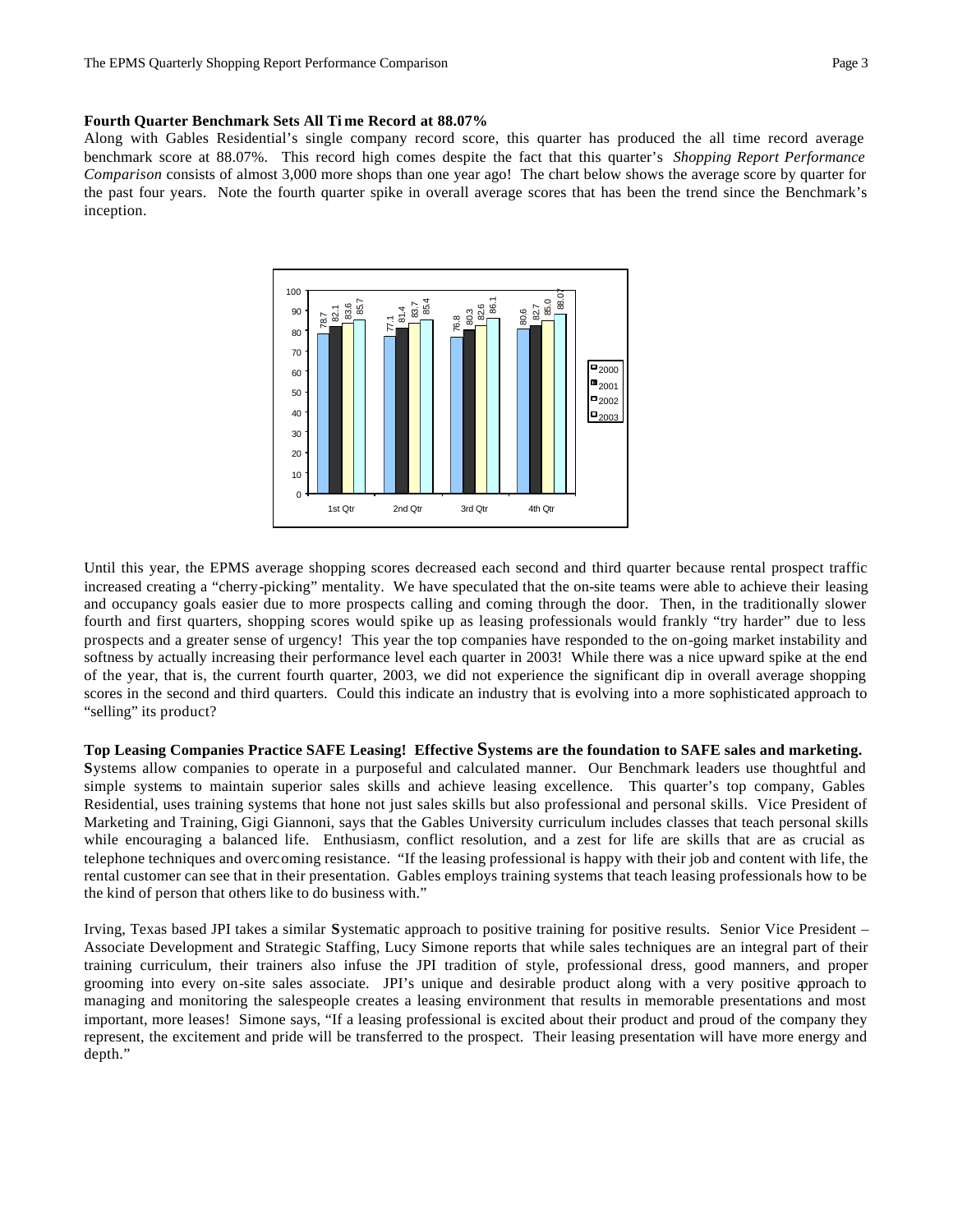**Fourth Quarter Benchmark Sets All Time Record at 88.07%**

Along with Gables Residential's single company record score, this quarter has produced the all time record average benchmark score at 88.07%. This record high comes despite the fact that this quarter's *Shopping Report Performance Comparison* consists of almost 3,000 more shops than one year ago! The chart below shows the average score by quarter for the past four years. Note the fourth quarter spike in overall average scores that has been the trend since the Benchmark's inception.

| | 2000 | 2001 | 2002 | 2003 |
|---|---|---|---|---|
| 1st Qtr | 78.7 | 82.1 | 83.6 | 85.7 |
| 2nd Qtr | 77.1 | 81.4 | 83.7 | 85.4 |
| 3rd Qtr | 76.8 | 80.3 | 82.6 | 86.1 |
| 4th Qtr | 80.6 | 82.7 | 85.0 | 88.07 |

Until this year, the EPMS average shopping scores decreased each second and third quarter because rental prospect traffic increased creating a "cherry-picking" mentality. We have speculated that the on-site teams were able to achieve their leasing and occupancy goals easier due to more prospects calling and coming through the door. Then, in the traditionally slower fourth and first quarters, shopping scores would spike up as leasing professionals would frankly "try harder" due to less prospects and a greater sense of urgency! This year the top companies have responded to the on-going market instability and softness by actually increasing their performance level each quarter in 2003! While there was a nice upward spike at the end of the year, that is, the current fourth quarter, 2003, we did not experience the significant dip in overall average shopping scores in the second and third quarters. Could this indicate an industry that is evolving into a more sophisticated approach to "selling" its product?

**Top Leasing Companies Practice SAFE Leasing! Effective Systems are the foundation to SAFE sales and marketing.**

**S**ystems allow companies to operate in a purposeful and calculated manner. Our Benchmark leaders use thoughtful and simple systems to maintain superior sales skills and achieve leasing excellence. This quarter's top company, Gables Residential, uses training systems that hone not just sales skills but also professional and personal skills. Vice President of Marketing and Training, Gigi Giannoni, says that the Gables University curriculum includes classes that teach personal skills while encouraging a balanced life. Enthusiasm, conflict resolution, and a zest for life are skills that are as crucial as telephone techniques and overcoming resistance. "If the leasing professional is happy with their job and content with life, the rental customer can see that in their presentation. Gables employs training systems that teach leasing professionals how to be the kind of person that others like to do business with."

Irving, Texas based JPI takes a similar **S**ystematic approach to positive training for positive results. Senior Vice President – Associate Development and Strategic Staffing, Lucy Simone reports that while sales techniques are an integral part of their training curriculum, their trainers also infuse the JPI tradition of style, professional dress, good manners, and proper grooming into every on-site sales associate. JPI's unique and desirable product along with a very positive approach to managing and monitoring the salespeople creates a leasing environment that results in memorable presentations and most important, more leases! Simone says, "If a leasing professional is excited about their product and proud of the company they represent, the excitement and pride will be transferred to the prospect. Their leasing presentation will have more energy and depth."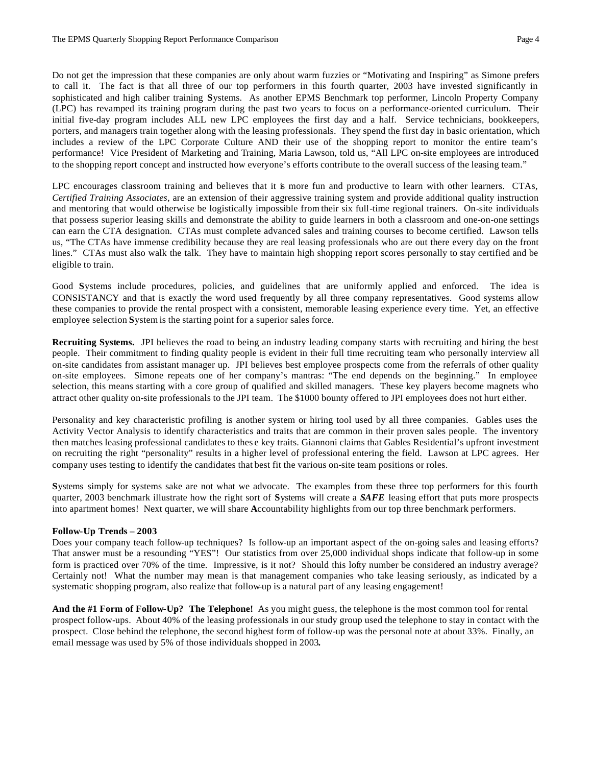Do not get the impression that these companies are only about warm fuzzies or "Motivating and Inspiring" as Simone prefers to call it. The fact is that all three of our top performers in this fourth quarter, 2003 have invested significantly in sophisticated and high caliber training **S**ystems. As another EPMS Benchmark top performer, Lincoln Property Company (LPC) has revamped its training program during the past two years to focus on a performance-oriented curriculum. Their initial five-day program includes ALL new LPC employees the first day and a half. Service technicians, bookkeepers, porters, and managers train together along with the leasing professionals. They spend the first day in basic orientation, which includes a review of the LPC Corporate Culture AND their use of the shopping report to monitor the entire team's performance! Vice President of Marketing and Training, Maria Lawson, told us, "All LPC on-site employees are introduced to the shopping report concept and instructed how everyone's efforts contribute to the overall success of the leasing team."

LPC encourages classroom training and believes that it is more fun and productive to learn with other learners. CTAs, *Certified Training Associates*, are an extension of their aggressive training system and provide additional quality instruction and mentoring that would otherwise be logistically impossible from their six full-time regional trainers. On-site individuals that possess superior leasing skills and demonstrate the ability to guide learners in both a classroom and one-on-one settings can earn the CTA designation. CTAs must complete advanced sales and training courses to become certified. Lawson tells us, "The CTAs have immense credibility because they are real leasing professionals who are out there every day on the front lines." CTAs must also walk the talk. They have to maintain high shopping report scores personally to stay certified and be eligible to train.

Good **S**ystems include procedures, policies, and guidelines that are uniformly applied and enforced. The idea is CONSISTANCY and that is exactly the word used frequently by all three company representatives. Good systems allow these companies to provide the rental prospect with a consistent, memorable leasing experience every time. Yet, an effective employee selection **S**ystem is the starting point for a superior sales force.

**Recruiting Systems.** JPI believes the road to being an industry leading company starts with recruiting and hiring the best people. Their commitment to finding quality people is evident in their full time recruiting team who personally interview all on-site candidates from assistant manager up. JPI believes best employee prospects come from the referrals of other quality on-site employees. Simone repeats one of her company's mantras: "The end depends on the beginning." In employee selection, this means starting with a core group of qualified and skilled managers. These key players become magnets who attract other quality on-site professionals to the JPI team. The $1000 bounty offered to JPI employees does not hurt either.

Personality and key characteristic profiling is another system or hiring tool used by all three companies. Gables uses the Activity Vector Analysis to identify characteristics and traits that are common in their proven sales people. The inventory then matches leasing professional candidates to these key traits. Giannoni claims that Gables Residential's upfront investment on recruiting the right "personality" results in a higher level of professional entering the field. Lawson at LPC agrees. Her company uses testing to identify the candidates that best fit the various on-site team positions or roles.

**S**ystems simply for systems sake are not what we advocate. The examples from these three top performers for this fourth quarter, 2003 benchmark illustrate how the right sort of **S**ystems will create a ***SAFE*** leasing effort that puts more prospects into apartment homes! Next quarter, we will share **A**ccountability highlights from our top three benchmark performers.

**Follow-Up Trends – 2003**

Does your company teach follow-up techniques? Is follow-up an important aspect of the on-going sales and leasing efforts? That answer must be a resounding "YES"! Our statistics from over 25,000 individual shops indicate that follow-up in some form is practiced over 70% of the time. Impressive, is it not? Should this lofty number be considered an industry average? Certainly not! What the number may mean is that management companies who take leasing seriously, as indicated by a systematic shopping program, also realize that follow-up is a natural part of any leasing engagement!

**And the #1 Form of Follow-Up? The Telephone!** As you might guess, the telephone is the most common tool for rental prospect follow-ups. About 40% of the leasing professionals in our study group used the telephone to stay in contact with the prospect. Close behind the telephone, the second highest form of follow-up was the personal note at about 33%. Finally, an email message was used by 5% of those individuals shopped in 2003.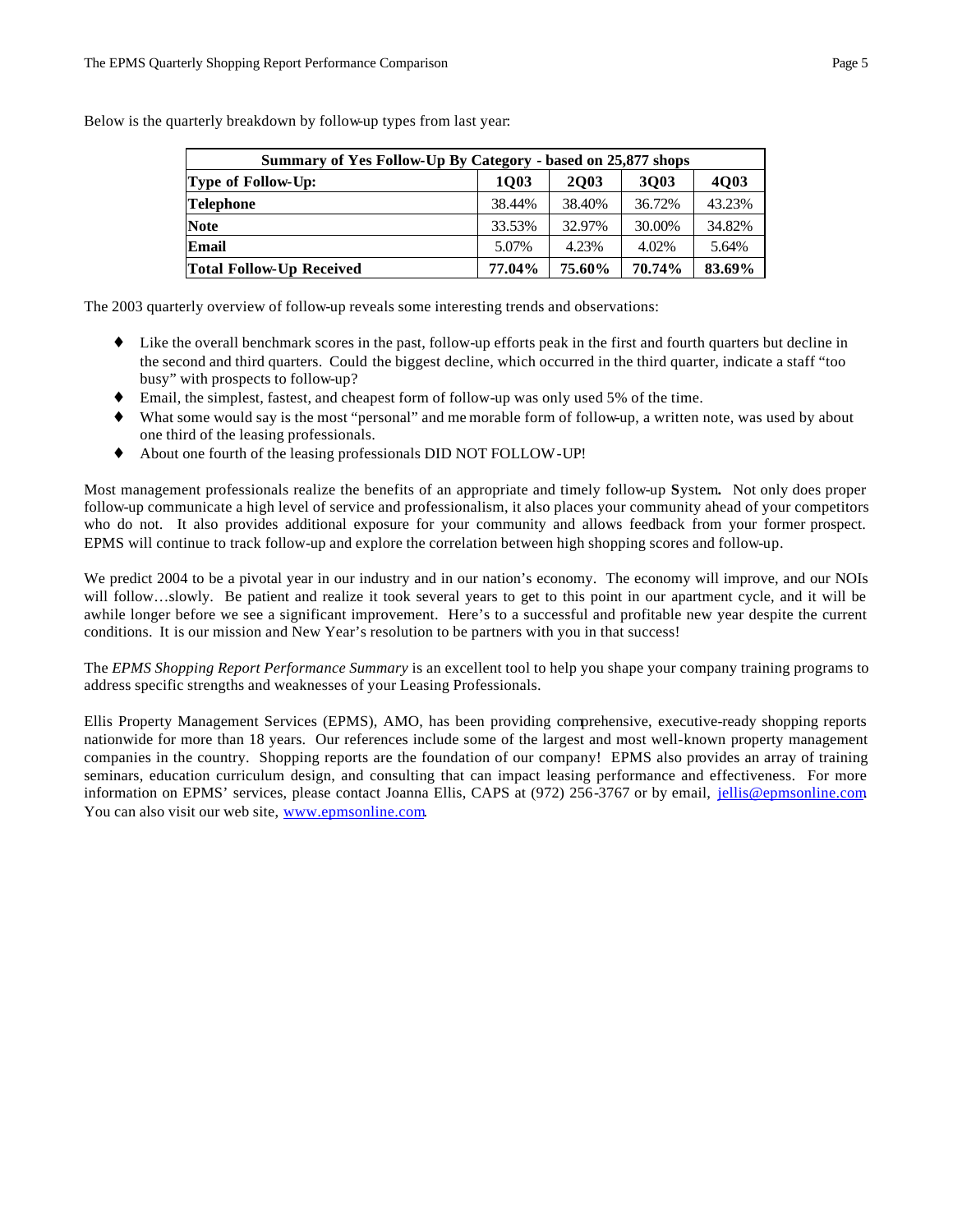Below is the quarterly breakdown by follow-up types from last year:

| **Summary of Yes Follow-Up By Category - based on 25,877 shops** | | | | |
|---|---|---|---|---|
| **Type of Follow-Up:** | **1Q03** | **2Q03** | **3Q03** | **4Q03** |
| **Telephone** | 38.44% | 38.40% | 36.72% | 43.23% |
| **Note** | 33.53% | 32.97% | 30.00% | 34.82% |
| **Email** | 5.07% | 4.23% | 4.02% | 5.64% |
| **Total Follow-Up Received** | **77.04%** | **75.60%** | **70.74%** | **83.69%** |

The 2003 quarterly overview of follow-up reveals some interesting trends and observations:

- Like the overall benchmark scores in the past, follow-up efforts peak in the first and fourth quarters but decline in the second and third quarters. Could the biggest decline, which occurred in the third quarter, indicate a staff "too busy" with prospects to follow-up?
- Email, the simplest, fastest, and cheapest form of follow-up was only used 5% of the time.
- What some would say is the most "personal" and memorable form of follow-up, a written note, was used by about one third of the leasing professionals.
- About one fourth of the leasing professionals DID NOT FOLLOW-UP!

Most management professionals realize the benefits of an appropriate and timely follow-up **S**ystem**.** Not only does proper follow-up communicate a high level of service and professionalism, it also places your community ahead of your competitors who do not. It also provides additional exposure for your community and allows feedback from your former prospect. EPMS will continue to track follow-up and explore the correlation between high shopping scores and follow-up.

We predict 2004 to be a pivotal year in our industry and in our nation's economy. The economy will improve, and our NOIs will follow…slowly. Be patient and realize it took several years to get to this point in our apartment cycle, and it will be awhile longer before we see a significant improvement. Here's to a successful and profitable new year despite the current conditions. It is our mission and New Year's resolution to be partners with you in that success!

The *EPMS Shopping Report Performance Summary* is an excellent tool to help you shape your company training programs to address specific strengths and weaknesses of your Leasing Professionals.

Ellis Property Management Services (EPMS), AMO, has been providing comprehensive, executive-ready shopping reports nationwide for more than 18 years. Our references include some of the largest and most well-known property management companies in the country. Shopping reports are the foundation of our company! EPMS also provides an array of training seminars, education curriculum design, and consulting that can impact leasing performance and effectiveness. For more information on EPMS' services, please contact Joanna Ellis, CAPS at (972) 256-3767 or by email, jellis@epmsonline.com. You can also visit our web site, www.epmsonline.com.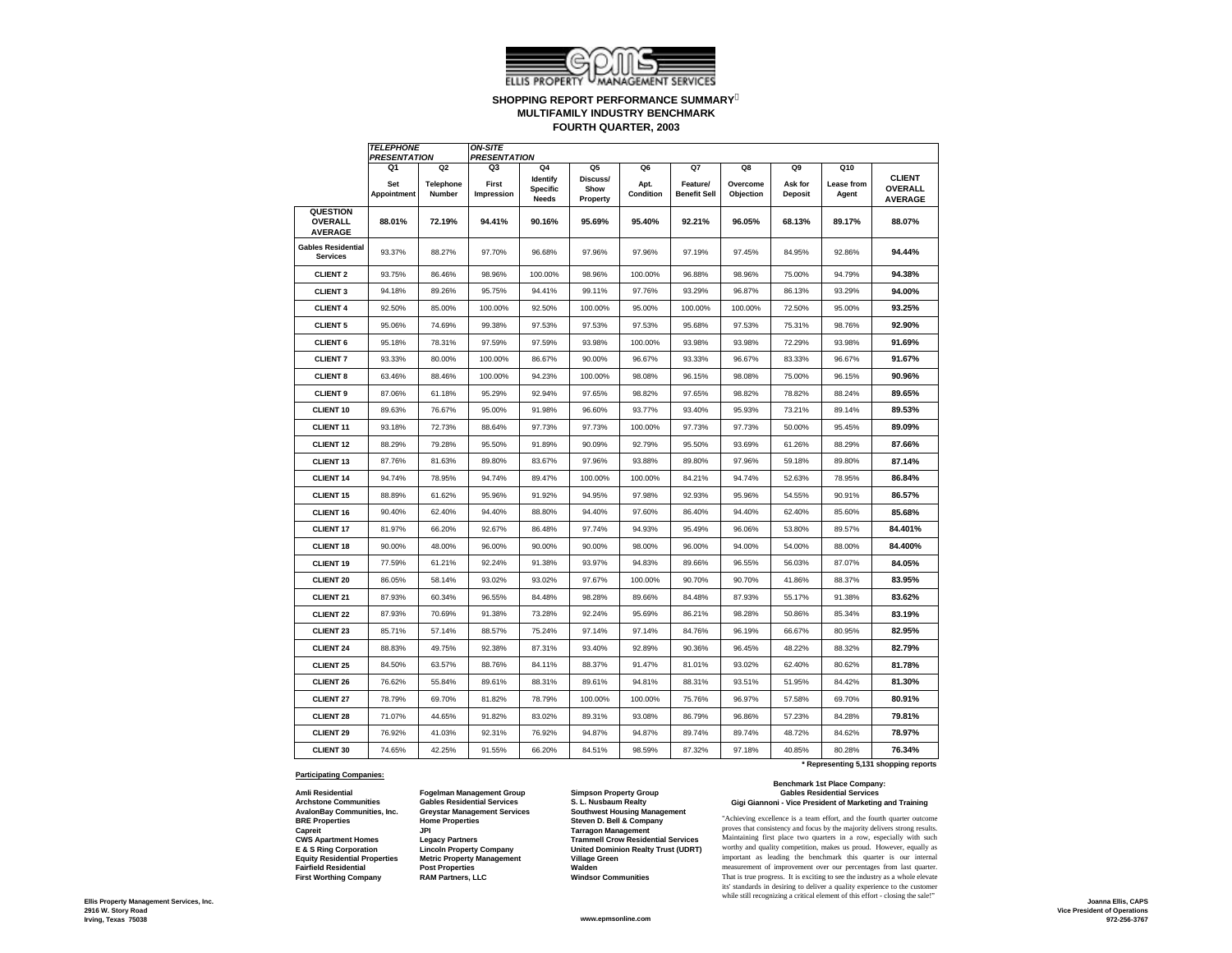ELLIS PROPERTY MANAGEMENT SERVICES

## SHOPPING REPORT PERFORMANCE SUMMARY
## MULTIFAMILY INDUSTRY BENCHMARK
## FOURTH QUARTER, 2003

| | *TELEPHONE PRESENTATION* | | *ON-SITE PRESENTATION* | | | | | | | | |
|---|---|---|---|---|---|---|---|---|---|---|---|
| | Q1 | Q2 | Q3 | Q4 | Q5 | Q6 | Q7 | Q8 | Q9 | Q10 | |
| | Set Appointment | Telephone Number | First Impression | Identify Specific Needs | Discuss/ Show Property | Apt. Condition | Feature/ Benefit Sell | Overcome Objection | Ask for Deposit | Lease from Agent | **CLIENT OVERALL AVERAGE** |
| **QUESTION OVERALL AVERAGE** | **88.01%** | **72.19%** | **94.41%** | **90.16%** | **95.69%** | **95.40%** | **92.21%** | **96.05%** | **68.13%** | **89.17%** | **88.07%** |
| **Gables Residential Services** | 93.37% | 88.27% | 97.70% | 96.68% | 97.96% | 97.96% | 97.19% | 97.45% | 84.95% | 92.86% | **94.44%** |
| **CLIENT 2** | 93.75% | 86.46% | 98.96% | 100.00% | 98.96% | 100.00% | 96.88% | 98.96% | 75.00% | 94.79% | **94.38%** |
| **CLIENT 3** | 94.18% | 89.26% | 95.75% | 94.41% | 99.11% | 97.76% | 93.29% | 96.87% | 86.13% | 93.29% | **94.00%** |
| **CLIENT 4** | 92.50% | 85.00% | 100.00% | 92.50% | 100.00% | 95.00% | 100.00% | 100.00% | 72.50% | 95.00% | **93.25%** |
| **CLIENT 5** | 95.06% | 74.69% | 99.38% | 97.53% | 97.53% | 97.53% | 95.68% | 97.53% | 75.31% | 98.76% | **92.90%** |
| **CLIENT 6** | 95.18% | 78.31% | 97.59% | 97.59% | 93.98% | 100.00% | 93.98% | 93.98% | 72.29% | 93.98% | **91.69%** |
| **CLIENT 7** | 93.33% | 80.00% | 100.00% | 86.67% | 90.00% | 96.67% | 93.33% | 96.67% | 83.33% | 96.67% | **91.67%** |
| **CLIENT 8** | 63.46% | 88.46% | 100.00% | 94.23% | 100.00% | 98.08% | 96.15% | 98.08% | 75.00% | 96.15% | **90.96%** |
| **CLIENT 9** | 87.06% | 61.18% | 95.29% | 92.94% | 97.65% | 98.82% | 97.65% | 98.82% | 78.82% | 88.24% | **89.65%** |
| **CLIENT 10** | 89.63% | 76.67% | 95.00% | 91.98% | 96.60% | 93.77% | 93.40% | 95.93% | 73.21% | 89.14% | **89.53%** |
| **CLIENT 11** | 93.18% | 72.73% | 88.64% | 97.73% | 97.73% | 100.00% | 97.73% | 97.73% | 50.00% | 95.45% | **89.09%** |
| **CLIENT 12** | 88.29% | 79.28% | 95.50% | 91.89% | 90.09% | 92.79% | 95.50% | 93.69% | 61.26% | 88.29% | **87.66%** |
| **CLIENT 13** | 87.76% | 81.63% | 89.80% | 83.67% | 97.96% | 93.88% | 89.80% | 97.96% | 59.18% | 89.80% | **87.14%** |
| **CLIENT 14** | 94.74% | 78.95% | 94.74% | 89.47% | 100.00% | 100.00% | 84.21% | 94.74% | 52.63% | 78.95% | **86.84%** |
| **CLIENT 15** | 88.89% | 61.62% | 95.96% | 91.92% | 94.95% | 97.98% | 92.93% | 95.96% | 54.55% | 90.91% | **86.57%** |
| **CLIENT 16** | 90.40% | 62.40% | 94.40% | 88.80% | 94.40% | 97.60% | 86.40% | 94.40% | 62.40% | 85.60% | **85.68%** |
| **CLIENT 17** | 81.97% | 66.20% | 92.67% | 86.48% | 97.74% | 94.93% | 95.49% | 96.06% | 53.80% | 89.57% | **84.401%** |
| **CLIENT 18** | 90.00% | 48.00% | 96.00% | 90.00% | 90.00% | 98.00% | 96.00% | 94.00% | 54.00% | 88.00% | **84.400%** |
| **CLIENT 19** | 77.59% | 61.21% | 92.24% | 91.38% | 93.97% | 94.83% | 89.66% | 96.55% | 56.03% | 87.07% | **84.05%** |
| **CLIENT 20** | 86.05% | 58.14% | 93.02% | 93.02% | 97.67% | 100.00% | 90.70% | 90.70% | 41.86% | 88.37% | **83.95%** |
| **CLIENT 21** | 87.93% | 60.34% | 96.55% | 84.48% | 98.28% | 89.66% | 84.48% | 87.93% | 55.17% | 91.38% | **83.62%** |
| **CLIENT 22** | 87.93% | 70.69% | 91.38% | 73.28% | 92.24% | 95.69% | 86.21% | 98.28% | 50.86% | 85.34% | **83.19%** |
| **CLIENT 23** | 85.71% | 57.14% | 88.57% | 75.24% | 97.14% | 97.14% | 84.76% | 96.19% | 66.67% | 80.95% | **82.95%** |
| **CLIENT 24** | 88.83% | 49.75% | 92.38% | 87.31% | 93.40% | 92.89% | 90.36% | 96.45% | 48.22% | 88.32% | **82.79%** |
| **CLIENT 25** | 84.50% | 63.57% | 88.76% | 84.11% | 88.37% | 91.47% | 81.01% | 93.02% | 62.40% | 80.62% | **81.78%** |
| **CLIENT 26** | 76.62% | 55.84% | 89.61% | 88.31% | 89.61% | 94.81% | 88.31% | 93.51% | 51.95% | 84.42% | **81.30%** |
| **CLIENT 27** | 78.79% | 69.70% | 81.82% | 78.79% | 100.00% | 100.00% | 75.76% | 96.97% | 57.58% | 69.70% | **80.91%** |
| **CLIENT 28** | 71.07% | 44.65% | 91.82% | 83.02% | 89.31% | 93.08% | 86.79% | 96.86% | 57.23% | 84.28% | **79.81%** |
| **CLIENT 29** | 76.92% | 41.03% | 92.31% | 76.92% | 94.87% | 94.87% | 89.74% | 89.74% | 48.72% | 84.62% | **78.97%** |
| **CLIENT 30** | 74.65% | 42.25% | 91.55% | 66.20% | 84.51% | 98.59% | 87.32% | 97.18% | 40.85% | 80.28% | **76.34%** |

**\* Representing 5,131 shopping reports**

**Participating Companies:**

**Amli Residential**
**Archstone Communities**
**AvalonBay Communities, Inc.**
**BRE Properties**
**Capreit**
**CWS Apartment Homes**
**E & S Ring Corporation**
**Equity Residential Properties**
**Fairfield Residential**
**First Worthing Company**
**Fogelman Management Group**
**Gables Residential Services**
**Greystar Management Services**
**Home Properties**
**JPI**
**Legacy Partners**
**Lincoln Property Company**
**Metric Property Management**
**Post Properties**
**RAM Partners, LLC**
**Simpson Property Group**
**S. L. Nusbaum Realty**
**Southwest Housing Management**
**Steven D. Bell & Company**
**Tarragon Management**
**Trammell Crow Residential Services**
**United Dominion Realty Trust (UDRT)**
**Village Green**
**Walden**
**Windsor Communities**

**Benchmark 1st Place Company:**
**Gables Residential Services**
**Gigi Giannoni - Vice President of Marketing and Training**

"Achieving excellence is a team effort, and the fourth quarter outcome proves that consistency and focus by the majority delivers strong results. Maintaining first place two quarters in a row, especially with such worthy and quality competition, makes us proud. However, equally as important as leading the benchmark this quarter is our internal measurement of improvement over our percentages from last quarter. That is true progress. It is exciting to see the industry as a whole elevate its' standards in desiring to deliver a quality experience to the customer while still recognizing a critical element of this effort - closing the sale!"

**Ellis Property Management Services, Inc.**
**2916 W. Story Road**
**Irving, Texas 75038**

**www.epmsonline.com**

**Joanna Ellis, CAPS**
**Vice President of Operations**
**972-256-3767**